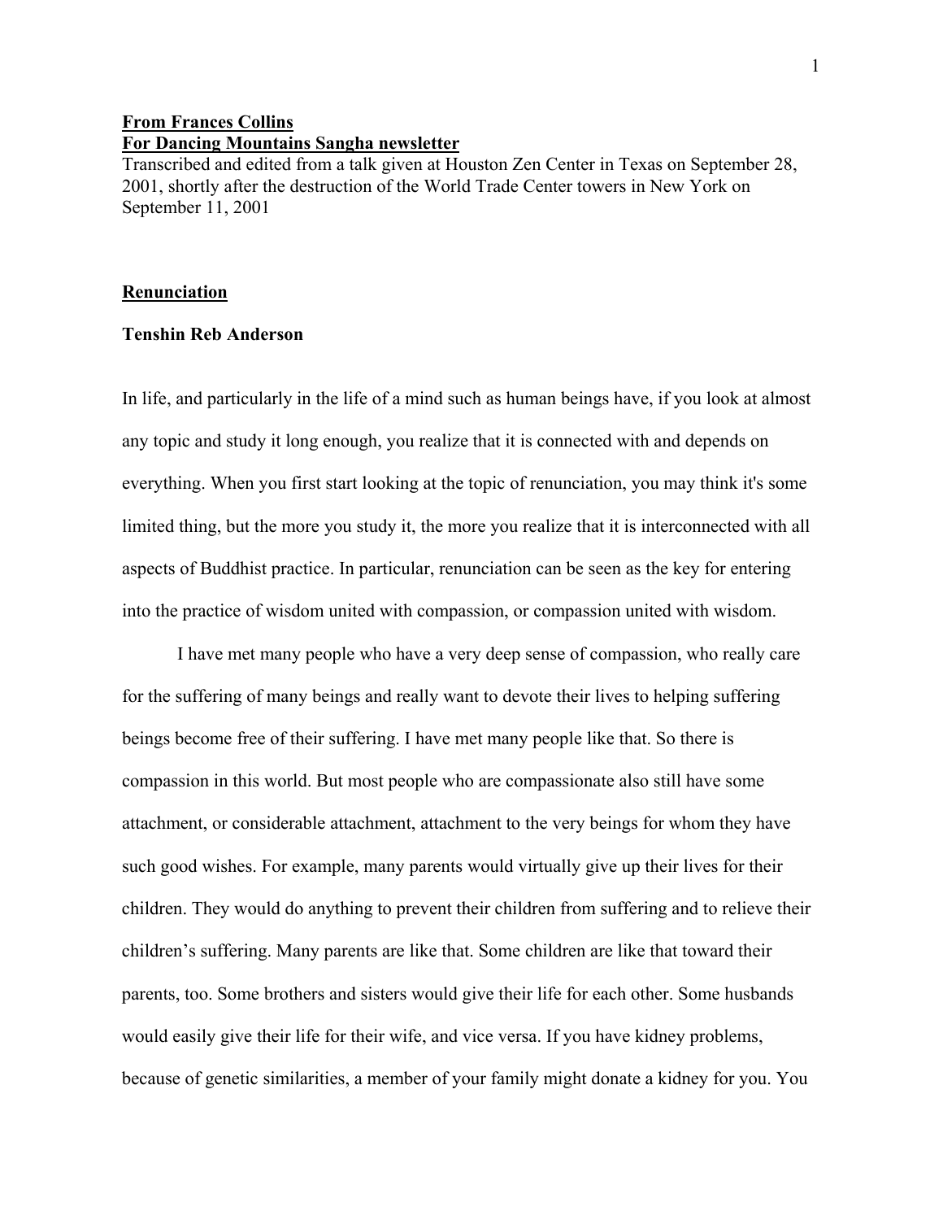**From Frances Collins**
**For Dancing Mountains Sangha newsletter**

Transcribed and edited from a talk given at Houston Zen Center in Texas on September 28, 2001, shortly after the destruction of the World Trade Center towers in New York on September 11, 2001

## Renunciation

**Tenshin Reb Anderson**

In life, and particularly in the life of a mind such as human beings have, if you look at almost any topic and study it long enough, you realize that it is connected with and depends on everything. When you first start looking at the topic of renunciation, you may think it's some limited thing, but the more you study it, the more you realize that it is interconnected with all aspects of Buddhist practice. In particular, renunciation can be seen as the key for entering into the practice of wisdom united with compassion, or compassion united with wisdom.

I have met many people who have a very deep sense of compassion, who really care for the suffering of many beings and really want to devote their lives to helping suffering beings become free of their suffering. I have met many people like that. So there is compassion in this world. But most people who are compassionate also still have some attachment, or considerable attachment, attachment to the very beings for whom they have such good wishes. For example, many parents would virtually give up their lives for their children. They would do anything to prevent their children from suffering and to relieve their children's suffering. Many parents are like that. Some children are like that toward their parents, too. Some brothers and sisters would give their life for each other. Some husbands would easily give their life for their wife, and vice versa. If you have kidney problems, because of genetic similarities, a member of your family might donate a kidney for you. You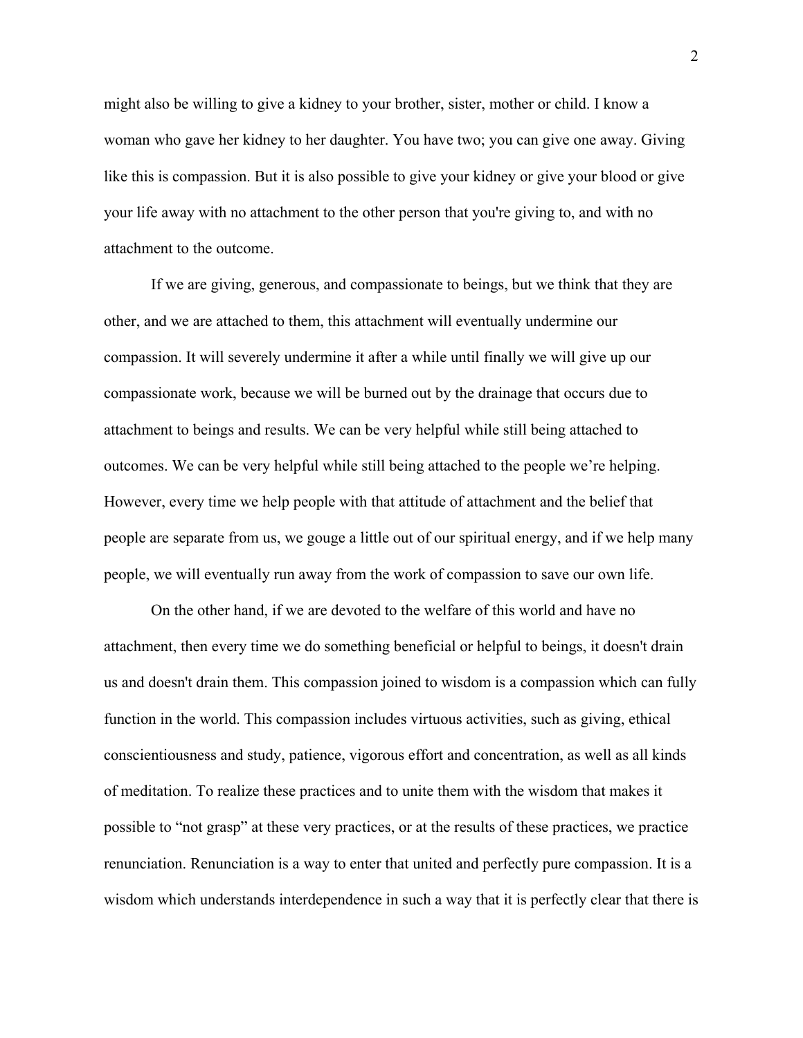might also be willing to give a kidney to your brother, sister, mother or child. I know a woman who gave her kidney to her daughter. You have two; you can give one away. Giving like this is compassion. But it is also possible to give your kidney or give your blood or give your life away with no attachment to the other person that you're giving to, and with no attachment to the outcome.

If we are giving, generous, and compassionate to beings, but we think that they are other, and we are attached to them, this attachment will eventually undermine our compassion. It will severely undermine it after a while until finally we will give up our compassionate work, because we will be burned out by the drainage that occurs due to attachment to beings and results. We can be very helpful while still being attached to outcomes. We can be very helpful while still being attached to the people we're helping. However, every time we help people with that attitude of attachment and the belief that people are separate from us, we gouge a little out of our spiritual energy, and if we help many people, we will eventually run away from the work of compassion to save our own life.

On the other hand, if we are devoted to the welfare of this world and have no attachment, then every time we do something beneficial or helpful to beings, it doesn't drain us and doesn't drain them. This compassion joined to wisdom is a compassion which can fully function in the world. This compassion includes virtuous activities, such as giving, ethical conscientiousness and study, patience, vigorous effort and concentration, as well as all kinds of meditation. To realize these practices and to unite them with the wisdom that makes it possible to "not grasp" at these very practices, or at the results of these practices, we practice renunciation. Renunciation is a way to enter that united and perfectly pure compassion. It is a wisdom which understands interdependence in such a way that it is perfectly clear that there is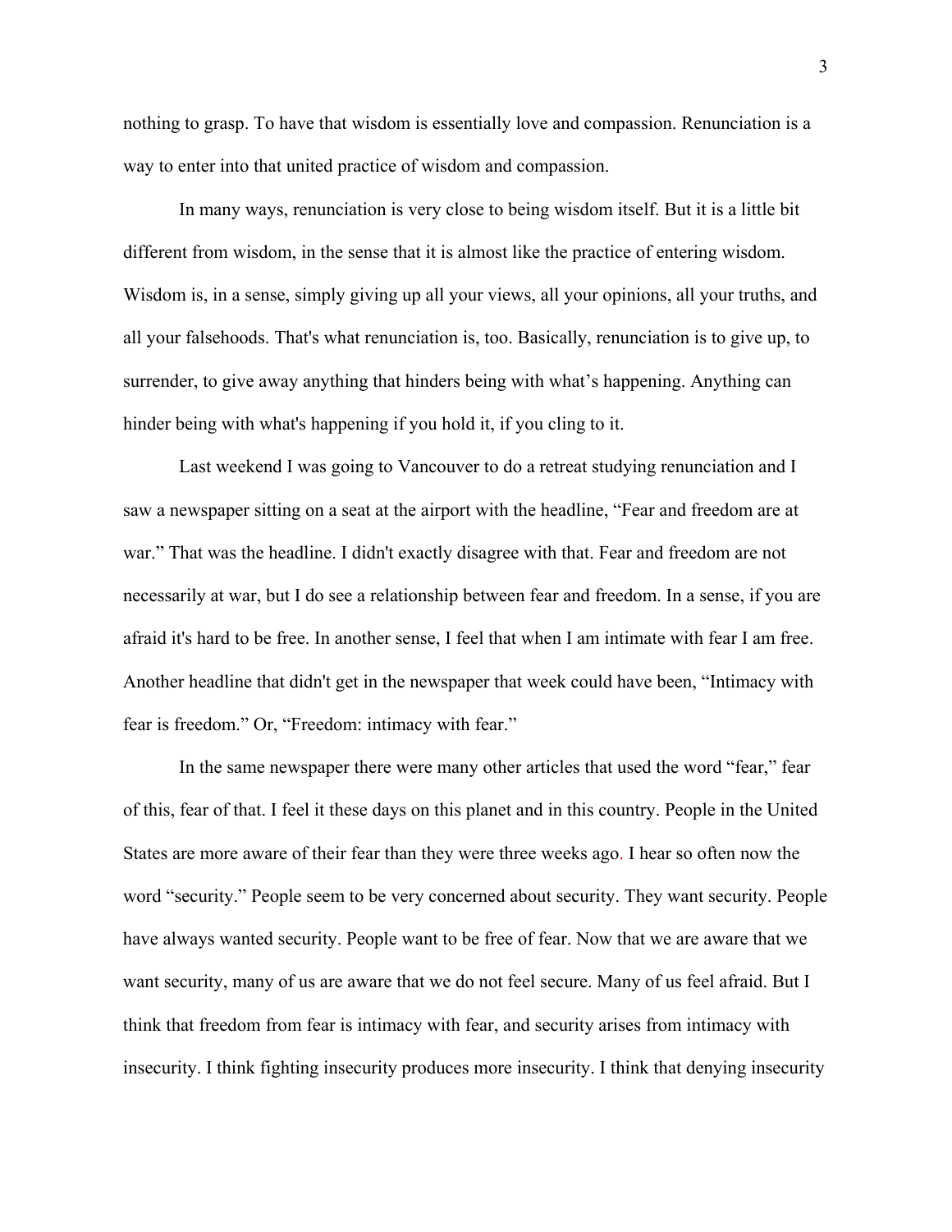nothing to grasp. To have that wisdom is essentially love and compassion. Renunciation is a way to enter into that united practice of wisdom and compassion.

In many ways, renunciation is very close to being wisdom itself. But it is a little bit different from wisdom, in the sense that it is almost like the practice of entering wisdom. Wisdom is, in a sense, simply giving up all your views, all your opinions, all your truths, and all your falsehoods. That's what renunciation is, too. Basically, renunciation is to give up, to surrender, to give away anything that hinders being with what's happening. Anything can hinder being with what's happening if you hold it, if you cling to it.

Last weekend I was going to Vancouver to do a retreat studying renunciation and I saw a newspaper sitting on a seat at the airport with the headline, "Fear and freedom are at war." That was the headline. I didn't exactly disagree with that. Fear and freedom are not necessarily at war, but I do see a relationship between fear and freedom. In a sense, if you are afraid it's hard to be free. In another sense, I feel that when I am intimate with fear I am free. Another headline that didn't get in the newspaper that week could have been, "Intimacy with fear is freedom." Or, "Freedom: intimacy with fear."

In the same newspaper there were many other articles that used the word "fear," fear of this, fear of that. I feel it these days on this planet and in this country. People in the United States are more aware of their fear than they were three weeks ago. I hear so often now the word "security." People seem to be very concerned about security. They want security. People have always wanted security. People want to be free of fear. Now that we are aware that we want security, many of us are aware that we do not feel secure. Many of us feel afraid. But I think that freedom from fear is intimacy with fear, and security arises from intimacy with insecurity. I think fighting insecurity produces more insecurity. I think that denying insecurity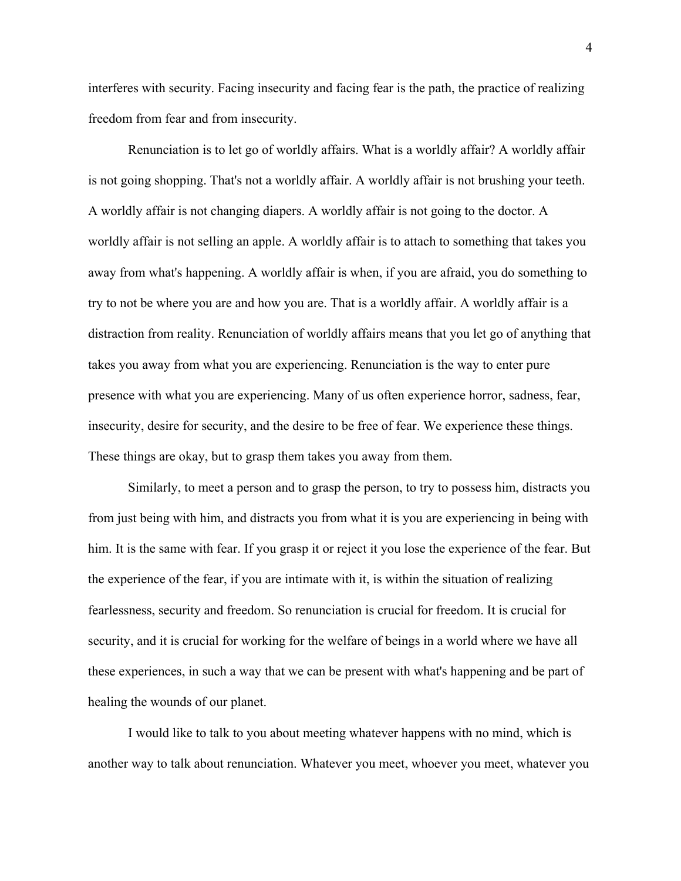interferes with security. Facing insecurity and facing fear is the path, the practice of realizing freedom from fear and from insecurity.

Renunciation is to let go of worldly affairs. What is a worldly affair? A worldly affair is not going shopping. That's not a worldly affair. A worldly affair is not brushing your teeth. A worldly affair is not changing diapers. A worldly affair is not going to the doctor. A worldly affair is not selling an apple. A worldly affair is to attach to something that takes you away from what's happening. A worldly affair is when, if you are afraid, you do something to try to not be where you are and how you are. That is a worldly affair. A worldly affair is a distraction from reality. Renunciation of worldly affairs means that you let go of anything that takes you away from what you are experiencing. Renunciation is the way to enter pure presence with what you are experiencing. Many of us often experience horror, sadness, fear, insecurity, desire for security, and the desire to be free of fear. We experience these things. These things are okay, but to grasp them takes you away from them.

Similarly, to meet a person and to grasp the person, to try to possess him, distracts you from just being with him, and distracts you from what it is you are experiencing in being with him. It is the same with fear. If you grasp it or reject it you lose the experience of the fear. But the experience of the fear, if you are intimate with it, is within the situation of realizing fearlessness, security and freedom. So renunciation is crucial for freedom. It is crucial for security, and it is crucial for working for the welfare of beings in a world where we have all these experiences, in such a way that we can be present with what's happening and be part of healing the wounds of our planet.

I would like to talk to you about meeting whatever happens with no mind, which is another way to talk about renunciation. Whatever you meet, whoever you meet, whatever you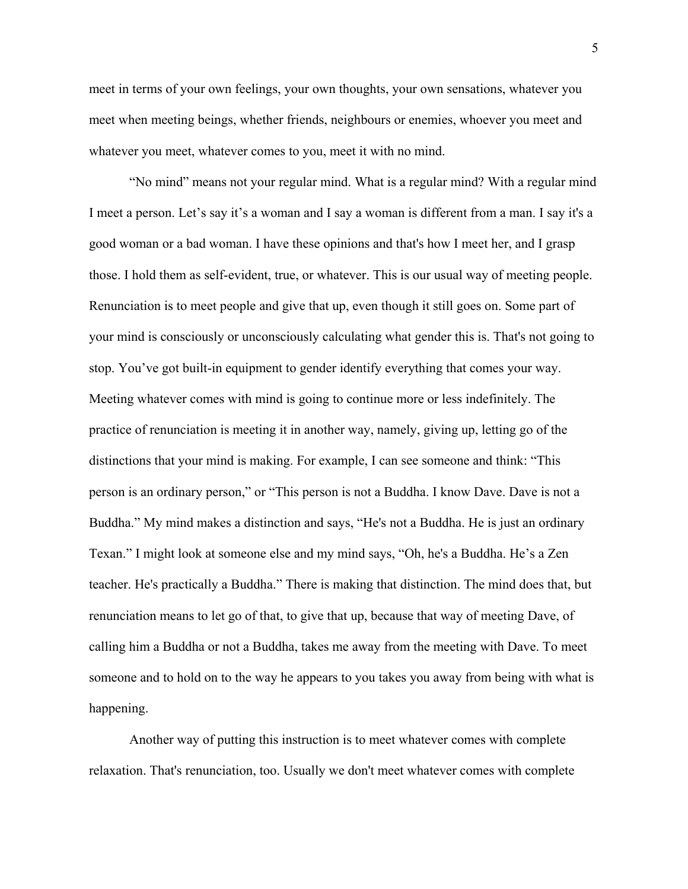meet in terms of your own feelings, your own thoughts, your own sensations, whatever you meet when meeting beings, whether friends, neighbours or enemies, whoever you meet and whatever you meet, whatever comes to you, meet it with no mind.

"No mind" means not your regular mind. What is a regular mind? With a regular mind I meet a person. Let's say it's a woman and I say a woman is different from a man. I say it's a good woman or a bad woman. I have these opinions and that's how I meet her, and I grasp those. I hold them as self-evident, true, or whatever. This is our usual way of meeting people. Renunciation is to meet people and give that up, even though it still goes on. Some part of your mind is consciously or unconsciously calculating what gender this is. That's not going to stop. You've got built-in equipment to gender identify everything that comes your way. Meeting whatever comes with mind is going to continue more or less indefinitely. The practice of renunciation is meeting it in another way, namely, giving up, letting go of the distinctions that your mind is making. For example, I can see someone and think: "This person is an ordinary person," or "This person is not a Buddha. I know Dave. Dave is not a Buddha." My mind makes a distinction and says, "He's not a Buddha. He is just an ordinary Texan." I might look at someone else and my mind says, "Oh, he's a Buddha. He's a Zen teacher. He's practically a Buddha." There is making that distinction. The mind does that, but renunciation means to let go of that, to give that up, because that way of meeting Dave, of calling him a Buddha or not a Buddha, takes me away from the meeting with Dave. To meet someone and to hold on to the way he appears to you takes you away from being with what is happening.

Another way of putting this instruction is to meet whatever comes with complete relaxation. That's renunciation, too. Usually we don't meet whatever comes with complete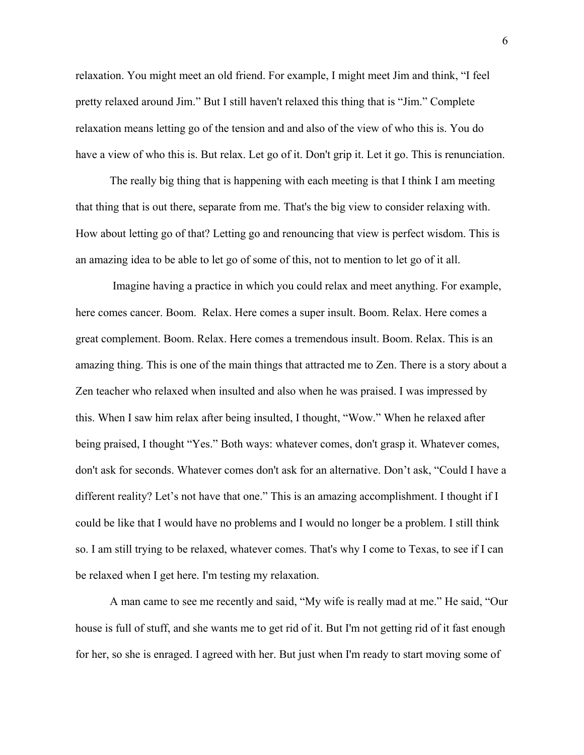relaxation. You might meet an old friend. For example, I might meet Jim and think, "I feel pretty relaxed around Jim." But I still haven't relaxed this thing that is "Jim." Complete relaxation means letting go of the tension and and also of the view of who this is. You do have a view of who this is. But relax. Let go of it. Don't grip it. Let it go. This is renunciation.

The really big thing that is happening with each meeting is that I think I am meeting that thing that is out there, separate from me. That's the big view to consider relaxing with. How about letting go of that? Letting go and renouncing that view is perfect wisdom. This is an amazing idea to be able to let go of some of this, not to mention to let go of it all.

Imagine having a practice in which you could relax and meet anything. For example, here comes cancer. Boom. Relax. Here comes a super insult. Boom. Relax. Here comes a great complement. Boom. Relax. Here comes a tremendous insult. Boom. Relax. This is an amazing thing. This is one of the main things that attracted me to Zen. There is a story about a Zen teacher who relaxed when insulted and also when he was praised. I was impressed by this. When I saw him relax after being insulted, I thought, "Wow." When he relaxed after being praised, I thought "Yes." Both ways: whatever comes, don't grasp it. Whatever comes, don't ask for seconds. Whatever comes don't ask for an alternative. Don't ask, "Could I have a different reality? Let's not have that one." This is an amazing accomplishment. I thought if I could be like that I would have no problems and I would no longer be a problem. I still think so. I am still trying to be relaxed, whatever comes. That's why I come to Texas, to see if I can be relaxed when I get here. I'm testing my relaxation.

A man came to see me recently and said, "My wife is really mad at me." He said, "Our house is full of stuff, and she wants me to get rid of it. But I'm not getting rid of it fast enough for her, so she is enraged. I agreed with her. But just when I'm ready to start moving some of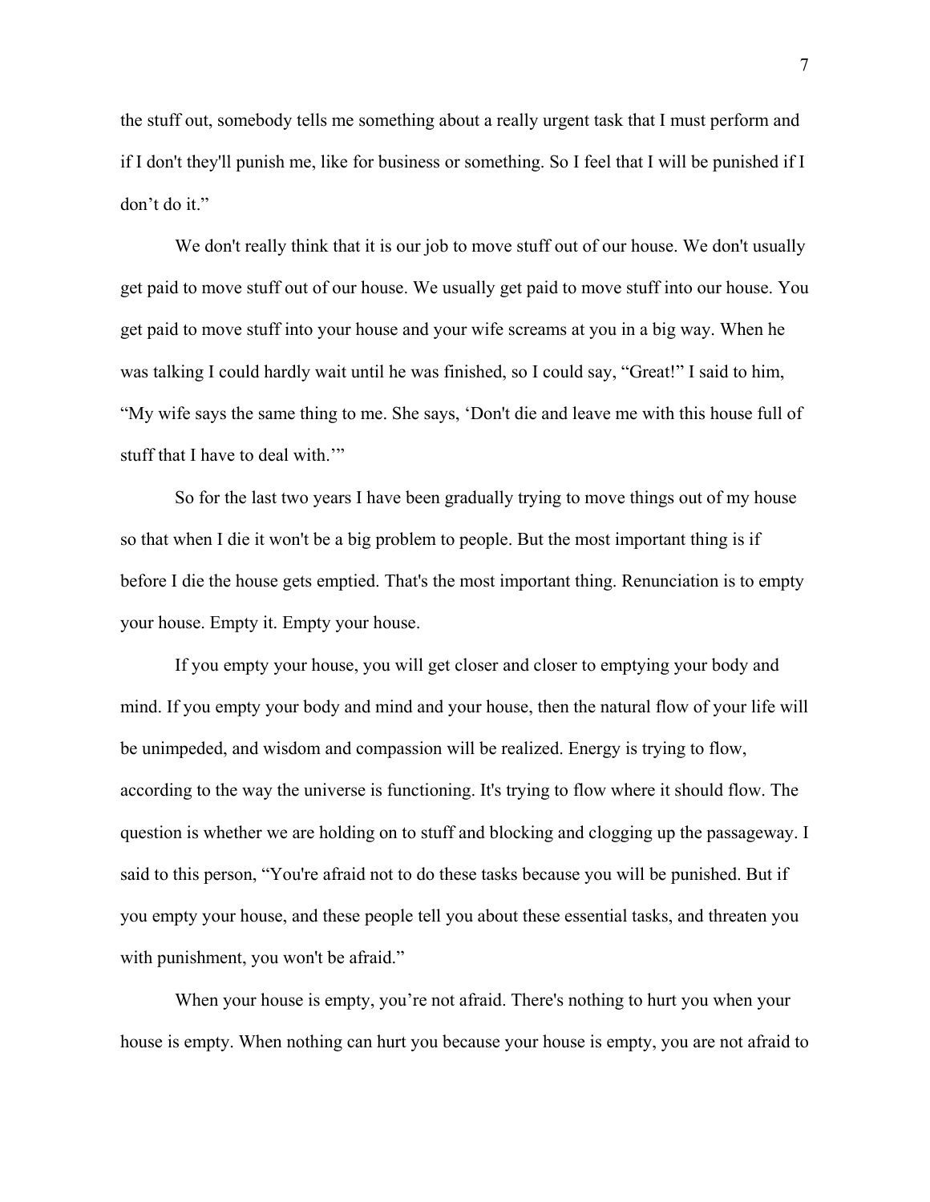the stuff out, somebody tells me something about a really urgent task that I must perform and if I don't they'll punish me, like for business or something. So I feel that I will be punished if I don't do it."

We don't really think that it is our job to move stuff out of our house. We don't usually get paid to move stuff out of our house. We usually get paid to move stuff into our house. You get paid to move stuff into your house and your wife screams at you in a big way. When he was talking I could hardly wait until he was finished, so I could say, "Great!" I said to him, "My wife says the same thing to me. She says, 'Don't die and leave me with this house full of stuff that I have to deal with.'"

So for the last two years I have been gradually trying to move things out of my house so that when I die it won't be a big problem to people. But the most important thing is if before I die the house gets emptied. That's the most important thing. Renunciation is to empty your house. Empty it. Empty your house.

If you empty your house, you will get closer and closer to emptying your body and mind. If you empty your body and mind and your house, then the natural flow of your life will be unimpeded, and wisdom and compassion will be realized. Energy is trying to flow, according to the way the universe is functioning. It's trying to flow where it should flow. The question is whether we are holding on to stuff and blocking and clogging up the passageway. I said to this person, "You're afraid not to do these tasks because you will be punished. But if you empty your house, and these people tell you about these essential tasks, and threaten you with punishment, you won't be afraid."

When your house is empty, you're not afraid. There's nothing to hurt you when your house is empty. When nothing can hurt you because your house is empty, you are not afraid to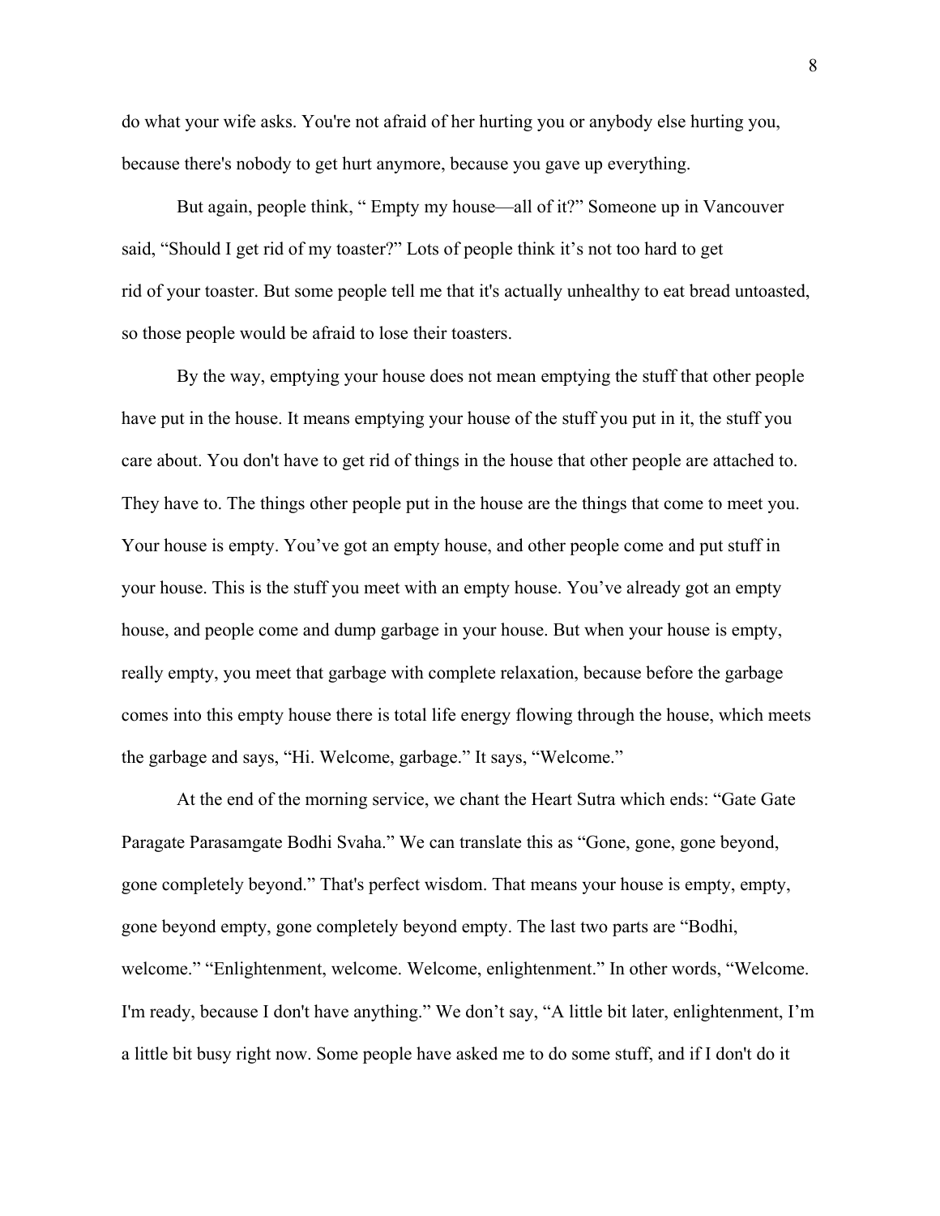do what your wife asks. You're not afraid of her hurting you or anybody else hurting you, because there's nobody to get hurt anymore, because you gave up everything.

But again, people think, " Empty my house—all of it?" Someone up in Vancouver said, "Should I get rid of my toaster?" Lots of people think it's not too hard to get rid of your toaster. But some people tell me that it's actually unhealthy to eat bread untoasted, so those people would be afraid to lose their toasters.

By the way, emptying your house does not mean emptying the stuff that other people have put in the house. It means emptying your house of the stuff you put in it, the stuff you care about. You don't have to get rid of things in the house that other people are attached to. They have to. The things other people put in the house are the things that come to meet you. Your house is empty. You've got an empty house, and other people come and put stuff in your house. This is the stuff you meet with an empty house. You've already got an empty house, and people come and dump garbage in your house. But when your house is empty, really empty, you meet that garbage with complete relaxation, because before the garbage comes into this empty house there is total life energy flowing through the house, which meets the garbage and says, "Hi. Welcome, garbage." It says, "Welcome."

At the end of the morning service, we chant the Heart Sutra which ends: "Gate Gate Paragate Parasamgate Bodhi Svaha." We can translate this as "Gone, gone, gone beyond, gone completely beyond." That's perfect wisdom. That means your house is empty, empty, gone beyond empty, gone completely beyond empty. The last two parts are "Bodhi, welcome." "Enlightenment, welcome. Welcome, enlightenment." In other words, "Welcome. I'm ready, because I don't have anything." We don't say, "A little bit later, enlightenment, I'm a little bit busy right now. Some people have asked me to do some stuff, and if I don't do it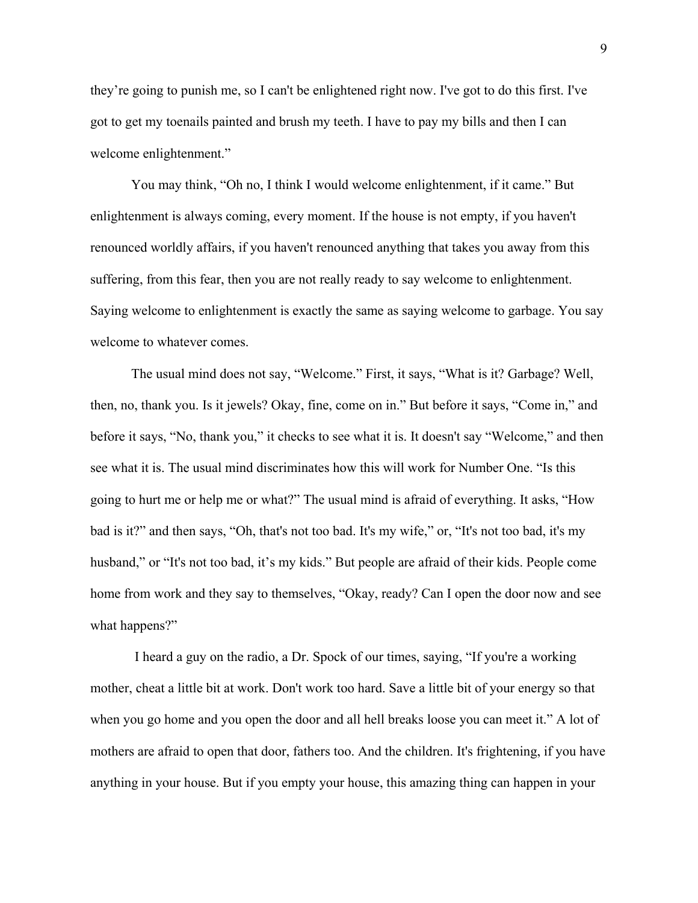they're going to punish me, so I can't be enlightened right now. I've got to do this first. I've got to get my toenails painted and brush my teeth. I have to pay my bills and then I can welcome enlightenment."

You may think, "Oh no, I think I would welcome enlightenment, if it came." But enlightenment is always coming, every moment. If the house is not empty, if you haven't renounced worldly affairs, if you haven't renounced anything that takes you away from this suffering, from this fear, then you are not really ready to say welcome to enlightenment. Saying welcome to enlightenment is exactly the same as saying welcome to garbage. You say welcome to whatever comes.

The usual mind does not say, "Welcome." First, it says, "What is it? Garbage? Well, then, no, thank you. Is it jewels? Okay, fine, come on in." But before it says, "Come in," and before it says, "No, thank you," it checks to see what it is. It doesn't say "Welcome," and then see what it is. The usual mind discriminates how this will work for Number One. "Is this going to hurt me or help me or what?" The usual mind is afraid of everything. It asks, "How bad is it?" and then says, "Oh, that's not too bad. It's my wife," or, "It's not too bad, it's my husband," or "It's not too bad, it's my kids." But people are afraid of their kids. People come home from work and they say to themselves, "Okay, ready? Can I open the door now and see what happens?"

I heard a guy on the radio, a Dr. Spock of our times, saying, "If you're a working mother, cheat a little bit at work. Don't work too hard. Save a little bit of your energy so that when you go home and you open the door and all hell breaks loose you can meet it." A lot of mothers are afraid to open that door, fathers too. And the children. It's frightening, if you have anything in your house. But if you empty your house, this amazing thing can happen in your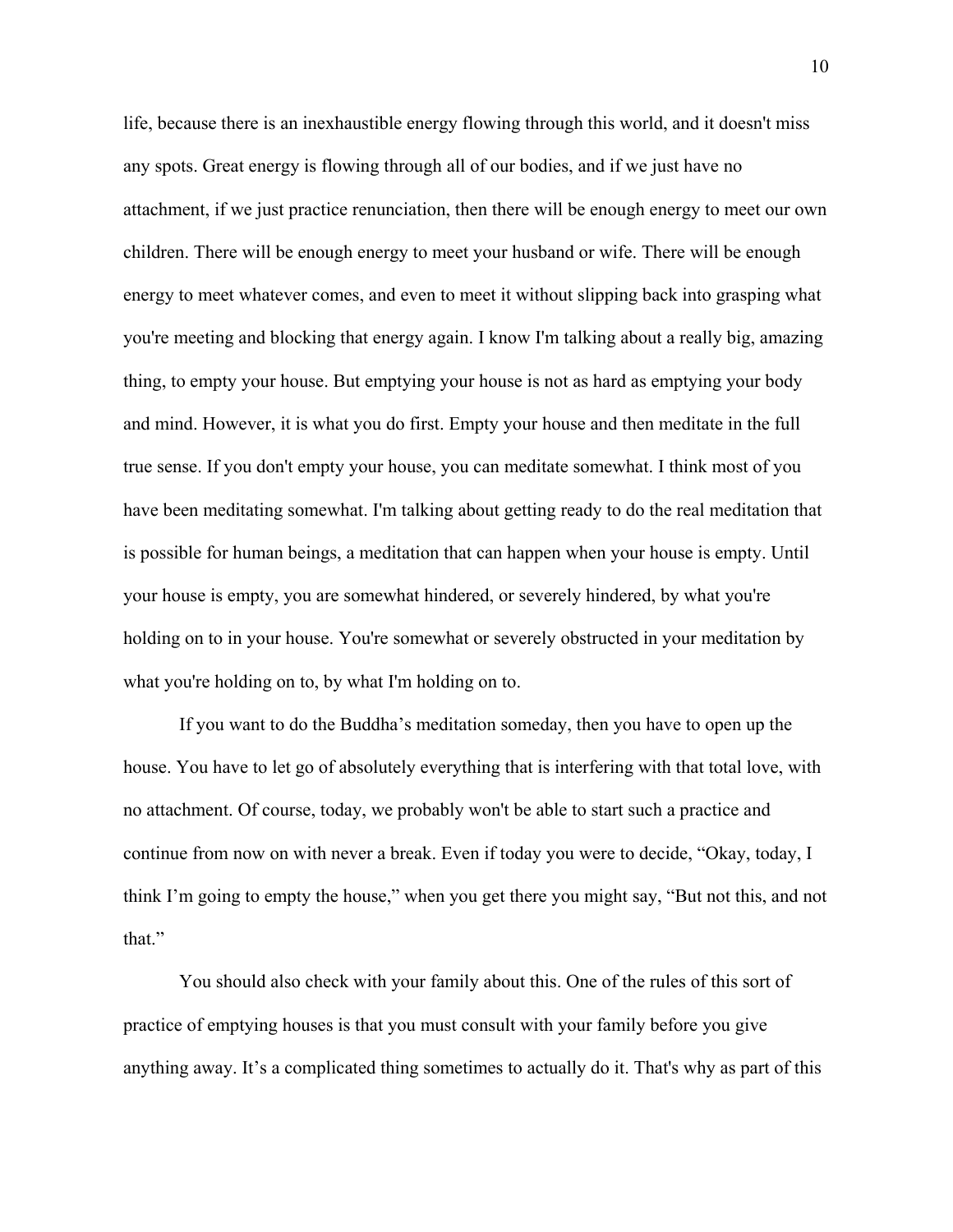life, because there is an inexhaustible energy flowing through this world, and it doesn't miss any spots. Great energy is flowing through all of our bodies, and if we just have no attachment, if we just practice renunciation, then there will be enough energy to meet our own children. There will be enough energy to meet your husband or wife. There will be enough energy to meet whatever comes, and even to meet it without slipping back into grasping what you're meeting and blocking that energy again. I know I'm talking about a really big, amazing thing, to empty your house. But emptying your house is not as hard as emptying your body and mind. However, it is what you do first. Empty your house and then meditate in the full true sense. If you don't empty your house, you can meditate somewhat. I think most of you have been meditating somewhat. I'm talking about getting ready to do the real meditation that is possible for human beings, a meditation that can happen when your house is empty. Until your house is empty, you are somewhat hindered, or severely hindered, by what you're holding on to in your house. You're somewhat or severely obstructed in your meditation by what you're holding on to, by what I'm holding on to.

If you want to do the Buddha's meditation someday, then you have to open up the house. You have to let go of absolutely everything that is interfering with that total love, with no attachment. Of course, today, we probably won't be able to start such a practice and continue from now on with never a break. Even if today you were to decide, "Okay, today, I think I'm going to empty the house," when you get there you might say, "But not this, and not that."

You should also check with your family about this. One of the rules of this sort of practice of emptying houses is that you must consult with your family before you give anything away. It's a complicated thing sometimes to actually do it. That's why as part of this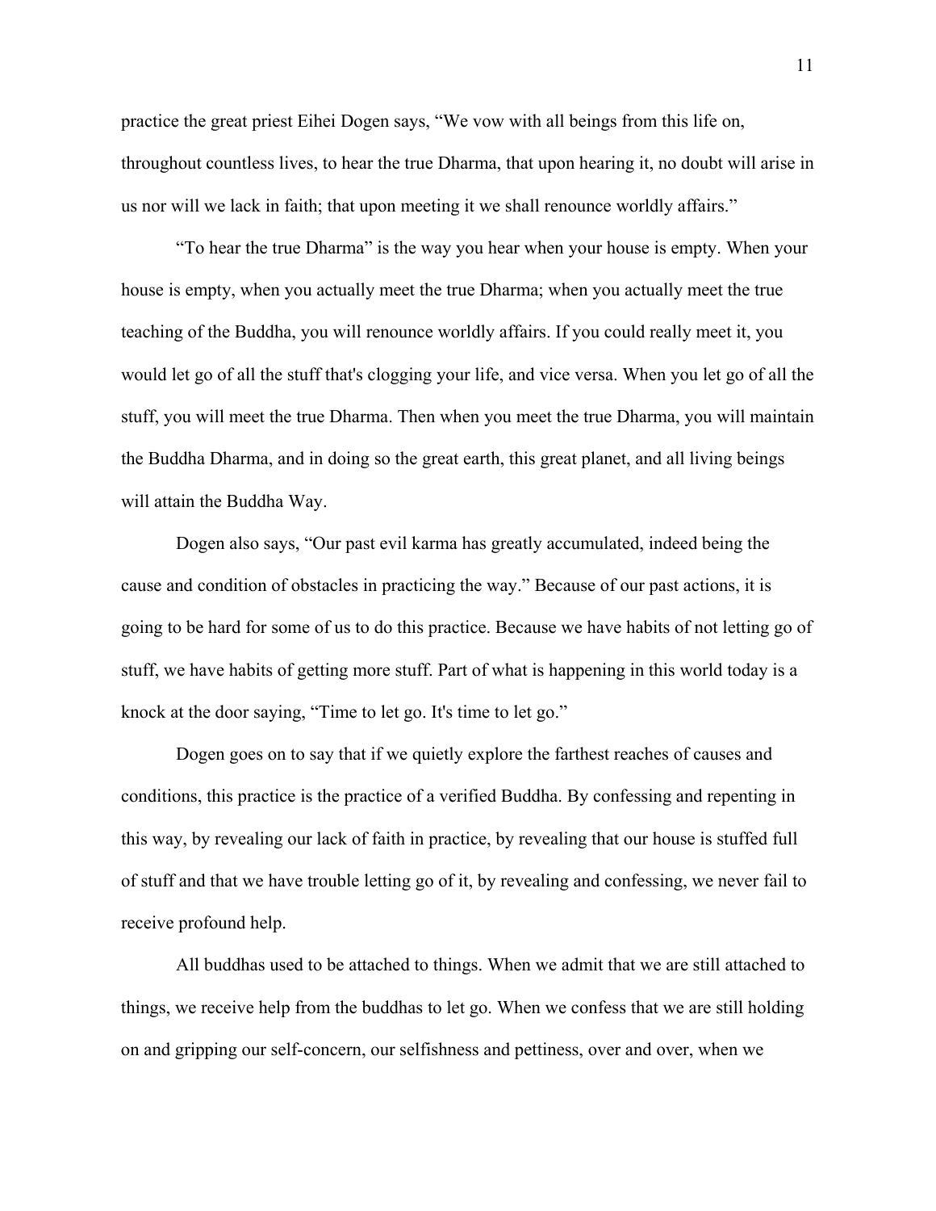practice the great priest Eihei Dogen says, “We vow with all beings from this life on, throughout countless lives, to hear the true Dharma, that upon hearing it, no doubt will arise in us nor will we lack in faith; that upon meeting it we shall renounce worldly affairs.”

“To hear the true Dharma” is the way you hear when your house is empty. When your house is empty, when you actually meet the true Dharma; when you actually meet the true teaching of the Buddha, you will renounce worldly affairs. If you could really meet it, you would let go of all the stuff that's clogging your life, and vice versa. When you let go of all the stuff, you will meet the true Dharma. Then when you meet the true Dharma, you will maintain the Buddha Dharma, and in doing so the great earth, this great planet, and all living beings will attain the Buddha Way.

Dogen also says, “Our past evil karma has greatly accumulated, indeed being the cause and condition of obstacles in practicing the way.” Because of our past actions, it is going to be hard for some of us to do this practice. Because we have habits of not letting go of stuff, we have habits of getting more stuff. Part of what is happening in this world today is a knock at the door saying, “Time to let go. It's time to let go.”

Dogen goes on to say that if we quietly explore the farthest reaches of causes and conditions, this practice is the practice of a verified Buddha. By confessing and repenting in this way, by revealing our lack of faith in practice, by revealing that our house is stuffed full of stuff and that we have trouble letting go of it, by revealing and confessing, we never fail to receive profound help.

All buddhas used to be attached to things. When we admit that we are still attached to things, we receive help from the buddhas to let go. When we confess that we are still holding on and gripping our self-concern, our selfishness and pettiness, over and over, when we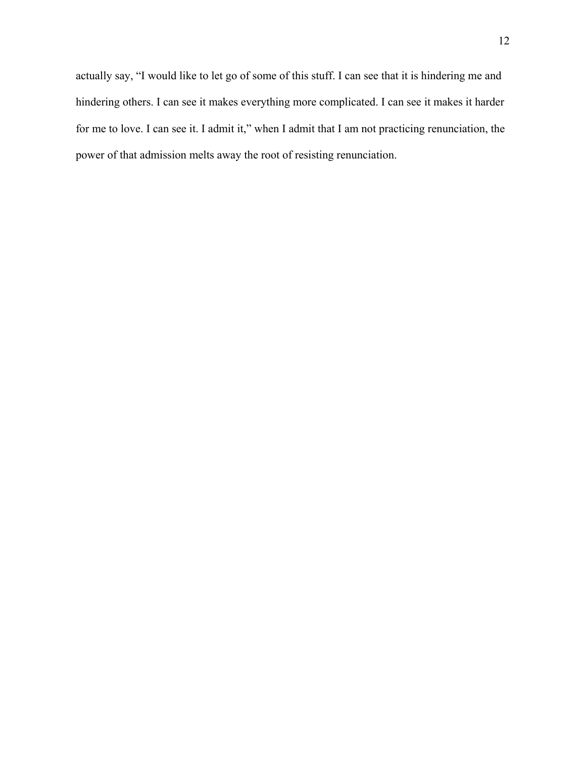actually say, “I would like to let go of some of this stuff. I can see that it is hindering me and hindering others. I can see it makes everything more complicated. I can see it makes it harder for me to love. I can see it. I admit it,” when I admit that I am not practicing renunciation, the power of that admission melts away the root of resisting renunciation.